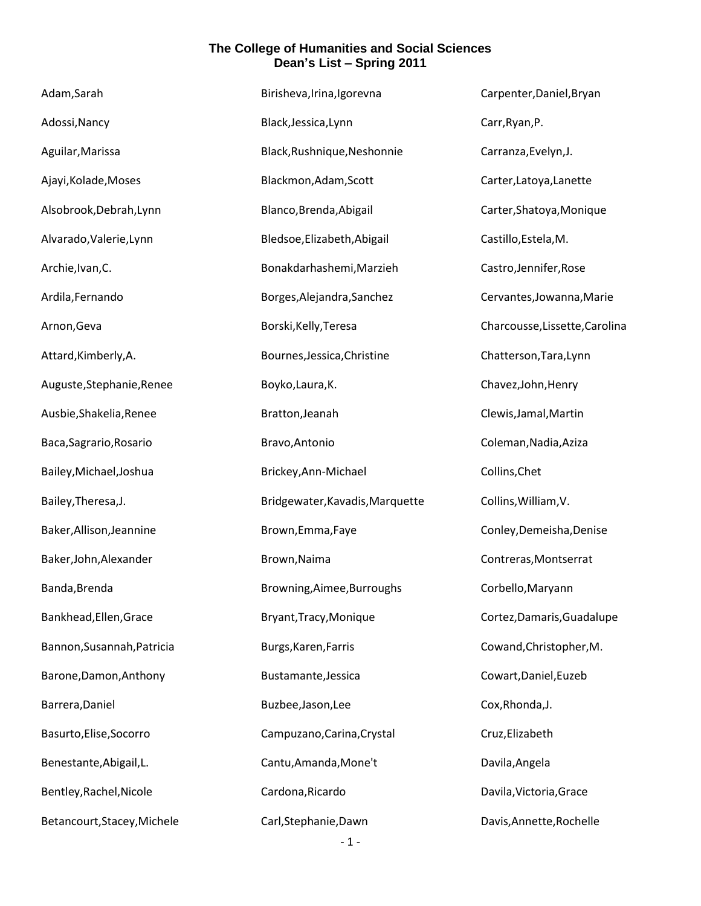# The College of Humanities and Social Sciences
## Dean's List – Spring 2011

Adam,Sarah

Adossi,Nancy

Aguilar,Marissa

Ajayi,Kolade,Moses

Alsobrook,Debrah,Lynn

Alvarado,Valerie,Lynn

Archie,Ivan,C.

Ardila,Fernando

Arnon,Geva

Attard,Kimberly,A.

Auguste,Stephanie,Renee

Ausbie,Shakelia,Renee

Baca,Sagrario,Rosario

Bailey,Michael,Joshua

Bailey,Theresa,J.

Baker,Allison,Jeannine

Baker,John,Alexander

Banda,Brenda

Bankhead,Ellen,Grace

Bannon,Susannah,Patricia

Barone,Damon,Anthony

Barrera,Daniel

Basurto,Elise,Socorro

Benestante,Abigail,L.

Bentley,Rachel,Nicole

Betancourt,Stacey,Michele

Birisheva,Irina,Igorevna

Black,Jessica,Lynn

Black,Rushnique,Neshonnie

Blackmon,Adam,Scott

Blanco,Brenda,Abigail

Bledsoe,Elizabeth,Abigail

Bonakdarhashemi,Marzieh

Borges,Alejandra,Sanchez

Borski,Kelly,Teresa

Bournes,Jessica,Christine

Boyko,Laura,K.

Bratton,Jeanah

Bravo,Antonio

Brickey,Ann-Michael

Bridgewater,Kavadis,Marquette

Brown,Emma,Faye

Brown,Naima

Browning,Aimee,Burroughs

Bryant,Tracy,Monique

Burgs,Karen,Farris

Bustamante,Jessica

Buzbee,Jason,Lee

Campuzano,Carina,Crystal

Cantu,Amanda,Mone't

Cardona,Ricardo

Carl,Stephanie,Dawn

Carpenter,Daniel,Bryan

Carr,Ryan,P.

Carranza,Evelyn,J.

Carter,Latoya,Lanette

Carter,Shatoya,Monique

Castillo,Estela,M.

Castro,Jennifer,Rose

Cervantes,Jowanna,Marie

Charcousse,Lissette,Carolina

Chatterson,Tara,Lynn

Chavez,John,Henry

Clewis,Jamal,Martin

Coleman,Nadia,Aziza

Collins,Chet

Collins,William,V.

Conley,Demeisha,Denise

Contreras,Montserrat

Corbello,Maryann

Cortez,Damaris,Guadalupe

Cowand,Christopher,M.

Cowart,Daniel,Euzeb

Cox,Rhonda,J.

Cruz,Elizabeth

Davila,Angela

Davila,Victoria,Grace

Davis,Annette,Rochelle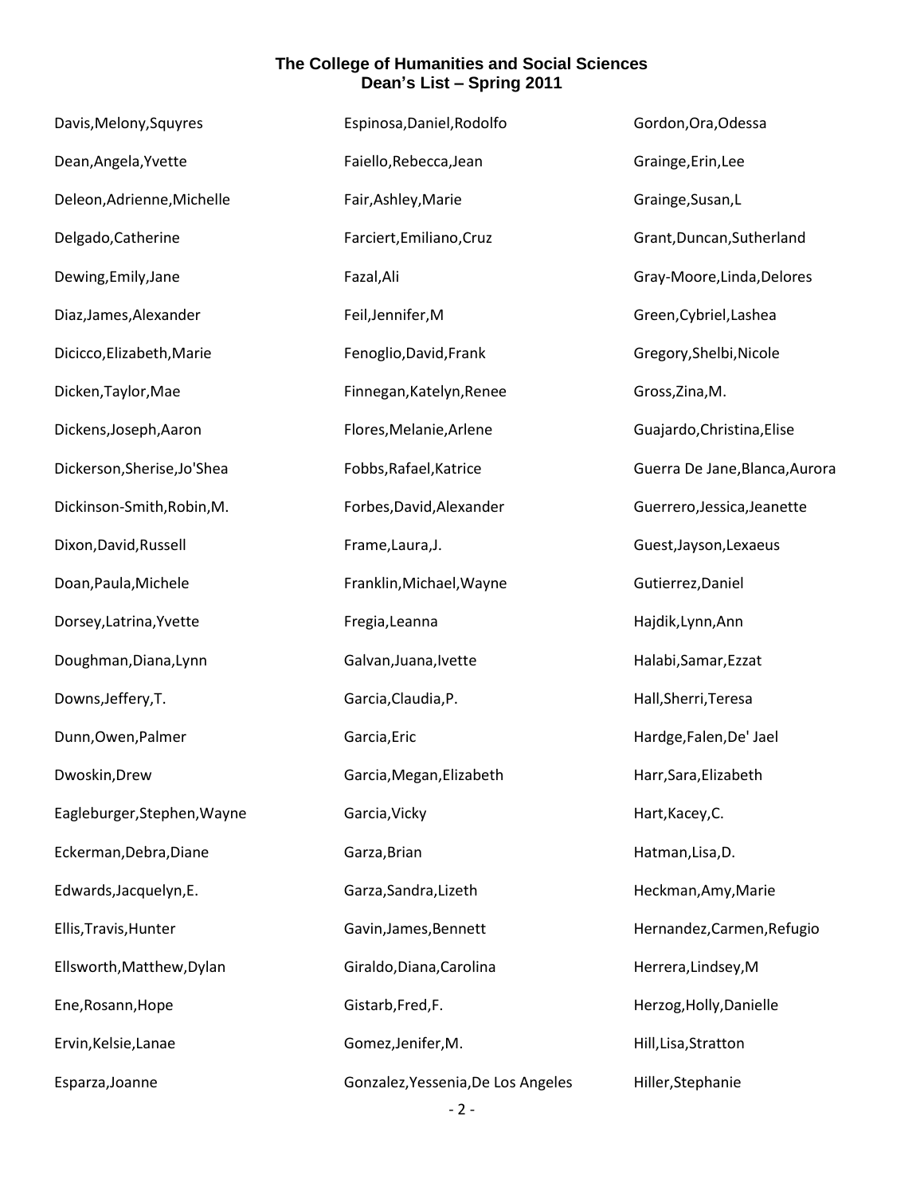## The College of Humanities and Social Sciences
## Dean's List – Spring 2011

Davis,Melony,Squyres
Dean,Angela,Yvette
Deleon,Adrienne,Michelle
Delgado,Catherine
Dewing,Emily,Jane
Diaz,James,Alexander
Dicicco,Elizabeth,Marie
Dicken,Taylor,Mae
Dickens,Joseph,Aaron
Dickerson,Sherise,Jo'Shea
Dickinson-Smith,Robin,M.
Dixon,David,Russell
Doan,Paula,Michele
Dorsey,Latrina,Yvette
Doughman,Diana,Lynn
Downs,Jeffery,T.
Dunn,Owen,Palmer
Dwoskin,Drew
Eagleburger,Stephen,Wayne
Eckerman,Debra,Diane
Edwards,Jacquelyn,E.
Ellis,Travis,Hunter
Ellsworth,Matthew,Dylan
Ene,Rosann,Hope
Ervin,Kelsie,Lanae
Esparza,Joanne
Espinosa,Daniel,Rodolfo
Faiello,Rebecca,Jean
Fair,Ashley,Marie
Farciert,Emiliano,Cruz
Fazal,Ali
Feil,Jennifer,M
Fenoglio,David,Frank
Finnegan,Katelyn,Renee
Flores,Melanie,Arlene
Fobbs,Rafael,Katrice
Forbes,David,Alexander
Frame,Laura,J.
Franklin,Michael,Wayne
Fregia,Leanna
Galvan,Juana,Ivette
Garcia,Claudia,P.
Garcia,Eric
Garcia,Megan,Elizabeth
Garcia,Vicky
Garza,Brian
Garza,Sandra,Lizeth
Gavin,James,Bennett
Giraldo,Diana,Carolina
Gistarb,Fred,F.
Gomez,Jenifer,M.
Gonzalez,Yessenia,De Los Angeles
Gordon,Ora,Odessa
Grainge,Erin,Lee
Grainge,Susan,L
Grant,Duncan,Sutherland
Gray-Moore,Linda,Delores
Green,Cybriel,Lashea
Gregory,Shelbi,Nicole
Gross,Zina,M.
Guajardo,Christina,Elise
Guerra De Jane,Blanca,Aurora
Guerrero,Jessica,Jeanette
Guest,Jayson,Lexaeus
Gutierrez,Daniel
Hajdik,Lynn,Ann
Halabi,Samar,Ezzat
Hall,Sherri,Teresa
Hardge,Falen,De' Jael
Harr,Sara,Elizabeth
Hart,Kacey,C.
Hatman,Lisa,D.
Heckman,Amy,Marie
Hernandez,Carmen,Refugio
Herrera,Lindsey,M
Herzog,Holly,Danielle
Hill,Lisa,Stratton
Hiller,Stephanie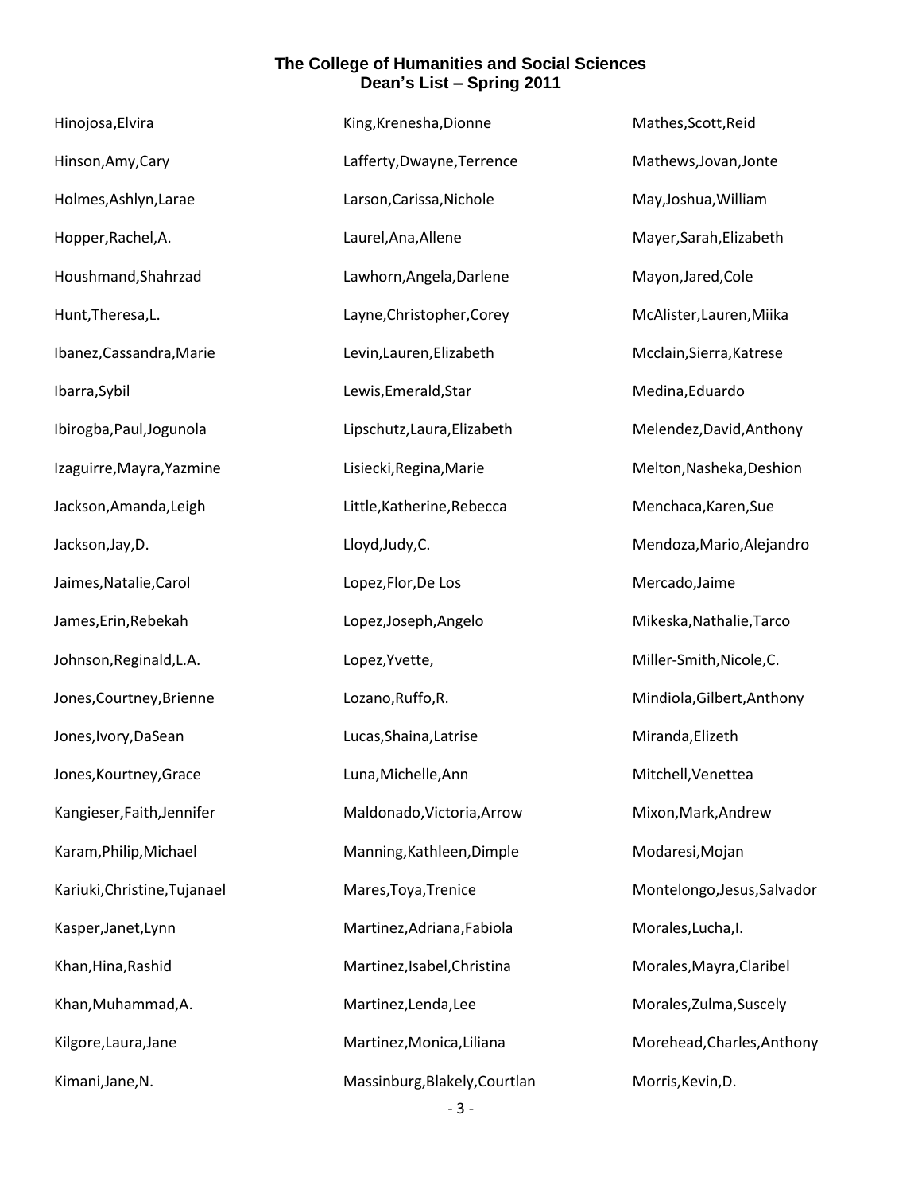## The College of Humanities and Social Sciences
## Dean's List – Spring 2011

Hinojosa,Elvira

Hinson,Amy,Cary

Holmes,Ashlyn,Larae

Hopper,Rachel,A.

Houshmand,Shahrzad

Hunt,Theresa,L.

Ibanez,Cassandra,Marie

Ibarra,Sybil

Ibirogba,Paul,Jogunola

Izaguirre,Mayra,Yazmine

Jackson,Amanda,Leigh

Jackson,Jay,D.

Jaimes,Natalie,Carol

James,Erin,Rebekah

Johnson,Reginald,L.A.

Jones,Courtney,Brienne

Jones,Ivory,DaSean

Jones,Kourtney,Grace

Kangieser,Faith,Jennifer

Karam,Philip,Michael

Kariuki,Christine,Tujanael

Kasper,Janet,Lynn

Khan,Hina,Rashid

Khan,Muhammad,A.

Kilgore,Laura,Jane

Kimani,Jane,N.

King,Krenesha,Dionne

Lafferty,Dwayne,Terrence

Larson,Carissa,Nichole

Laurel,Ana,Allene

Lawhorn,Angela,Darlene

Layne,Christopher,Corey

Levin,Lauren,Elizabeth

Lewis,Emerald,Star

Lipschutz,Laura,Elizabeth

Lisiecki,Regina,Marie

Little,Katherine,Rebecca

Lloyd,Judy,C.

Lopez,Flor,De Los

Lopez,Joseph,Angelo

Lopez,Yvette,

Lozano,Ruffo,R.

Lucas,Shaina,Latrise

Luna,Michelle,Ann

Maldonado,Victoria,Arrow

Manning,Kathleen,Dimple

Mares,Toya,Trenice

Martinez,Adriana,Fabiola

Martinez,Isabel,Christina

Martinez,Lenda,Lee

Martinez,Monica,Liliana

Massinburg,Blakely,Courtlan

Mathes,Scott,Reid

Mathews,Jovan,Jonte

May,Joshua,William

Mayer,Sarah,Elizabeth

Mayon,Jared,Cole

McAlister,Lauren,Miika

Mcclain,Sierra,Katrese

Medina,Eduardo

Melendez,David,Anthony

Melton,Nasheka,Deshion

Menchaca,Karen,Sue

Mendoza,Mario,Alejandro

Mercado,Jaime

Mikeska,Nathalie,Tarco

Miller-Smith,Nicole,C.

Mindiola,Gilbert,Anthony

Miranda,Elizeth

Mitchell,Venettea

Mixon,Mark,Andrew

Modaresi,Mojan

Montelongo,Jesus,Salvador

Morales,Lucha,I.

Morales,Mayra,Claribel

Morales,Zulma,Suscely

Morehead,Charles,Anthony

Morris,Kevin,D.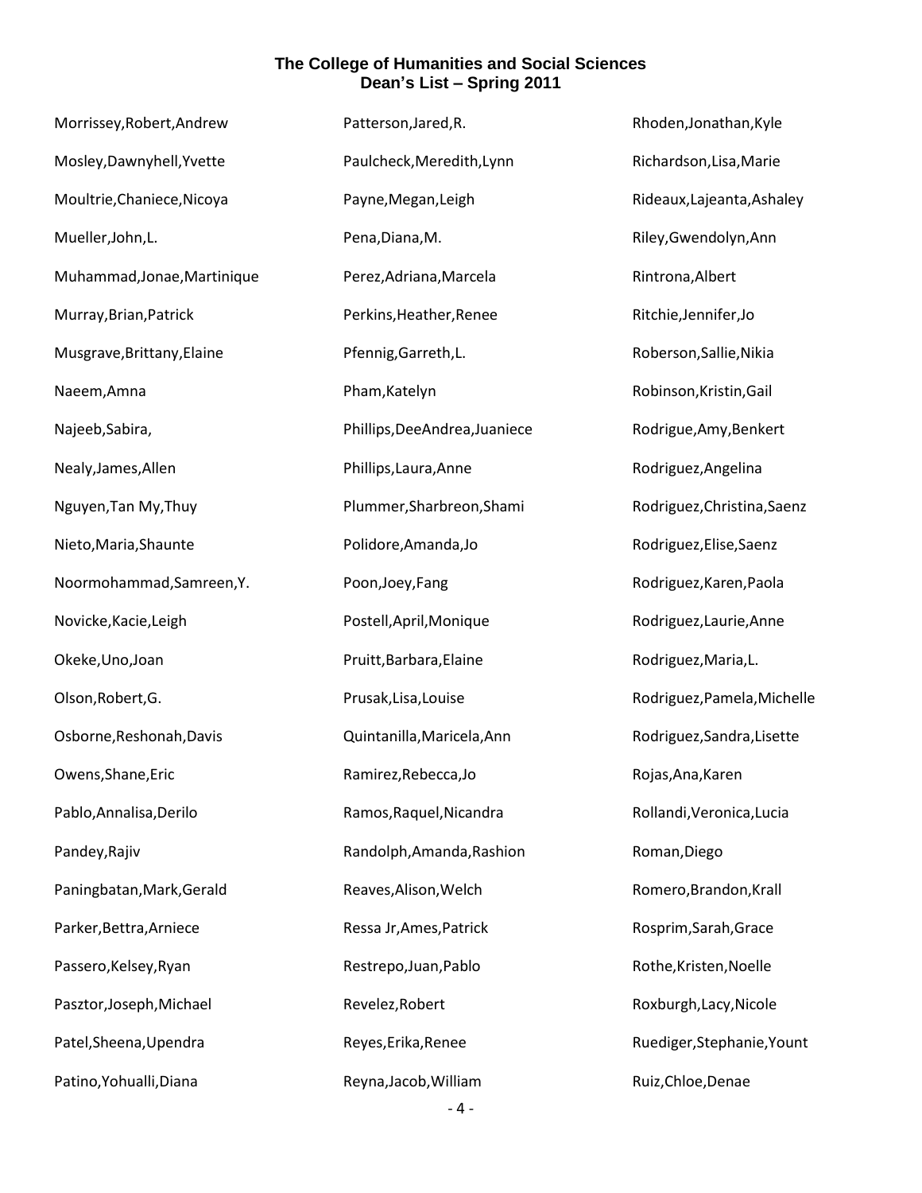# The College of Humanities and Social Sciences
## Dean's List – Spring 2011

Morrissey,Robert,Andrew

Mosley,Dawnyhell,Yvette

Moultrie,Chaniece,Nicoya

Mueller,John,L.

Muhammad,Jonae,Martinique

Murray,Brian,Patrick

Musgrave,Brittany,Elaine

Naeem,Amna

Najeeb,Sabira,

Nealy,James,Allen

Nguyen,Tan My,Thuy

Nieto,Maria,Shaunte

Noormohammad,Samreen,Y.

Novicke,Kacie,Leigh

Okeke,Uno,Joan

Olson,Robert,G.

Osborne,Reshonah,Davis

Owens,Shane,Eric

Pablo,Annalisa,Derilo

Pandey,Rajiv

Paningbatan,Mark,Gerald

Parker,Bettra,Arniece

Passero,Kelsey,Ryan

Pasztor,Joseph,Michael

Patel,Sheena,Upendra

Patino,Yohualli,Diana

Patterson,Jared,R.

Paulcheck,Meredith,Lynn

Payne,Megan,Leigh

Pena,Diana,M.

Perez,Adriana,Marcela

Perkins,Heather,Renee

Pfennig,Garreth,L.

Pham,Katelyn

Phillips,DeeAndrea,Juaniece

Phillips,Laura,Anne

Plummer,Sharbreon,Shami

Polidore,Amanda,Jo

Poon,Joey,Fang

Postell,April,Monique

Pruitt,Barbara,Elaine

Prusak,Lisa,Louise

Quintanilla,Maricela,Ann

Ramirez,Rebecca,Jo

Ramos,Raquel,Nicandra

Randolph,Amanda,Rashion

Reaves,Alison,Welch

Ressa Jr,Ames,Patrick

Restrepo,Juan,Pablo

Revelez,Robert

Reyes,Erika,Renee

Reyna,Jacob,William

Rhoden,Jonathan,Kyle

Richardson,Lisa,Marie

Rideaux,Lajeanta,Ashaley

Riley,Gwendolyn,Ann

Rintrona,Albert

Ritchie,Jennifer,Jo

Roberson,Sallie,Nikia

Robinson,Kristin,Gail

Rodrigue,Amy,Benkert

Rodriguez,Angelina

Rodriguez,Christina,Saenz

Rodriguez,Elise,Saenz

Rodriguez,Karen,Paola

Rodriguez,Laurie,Anne

Rodriguez,Maria,L.

Rodriguez,Pamela,Michelle

Rodriguez,Sandra,Lisette

Rojas,Ana,Karen

Rollandi,Veronica,Lucia

Roman,Diego

Romero,Brandon,Krall

Rosprim,Sarah,Grace

Rothe,Kristen,Noelle

Roxburgh,Lacy,Nicole

Ruediger,Stephanie,Yount

Ruiz,Chloe,Denae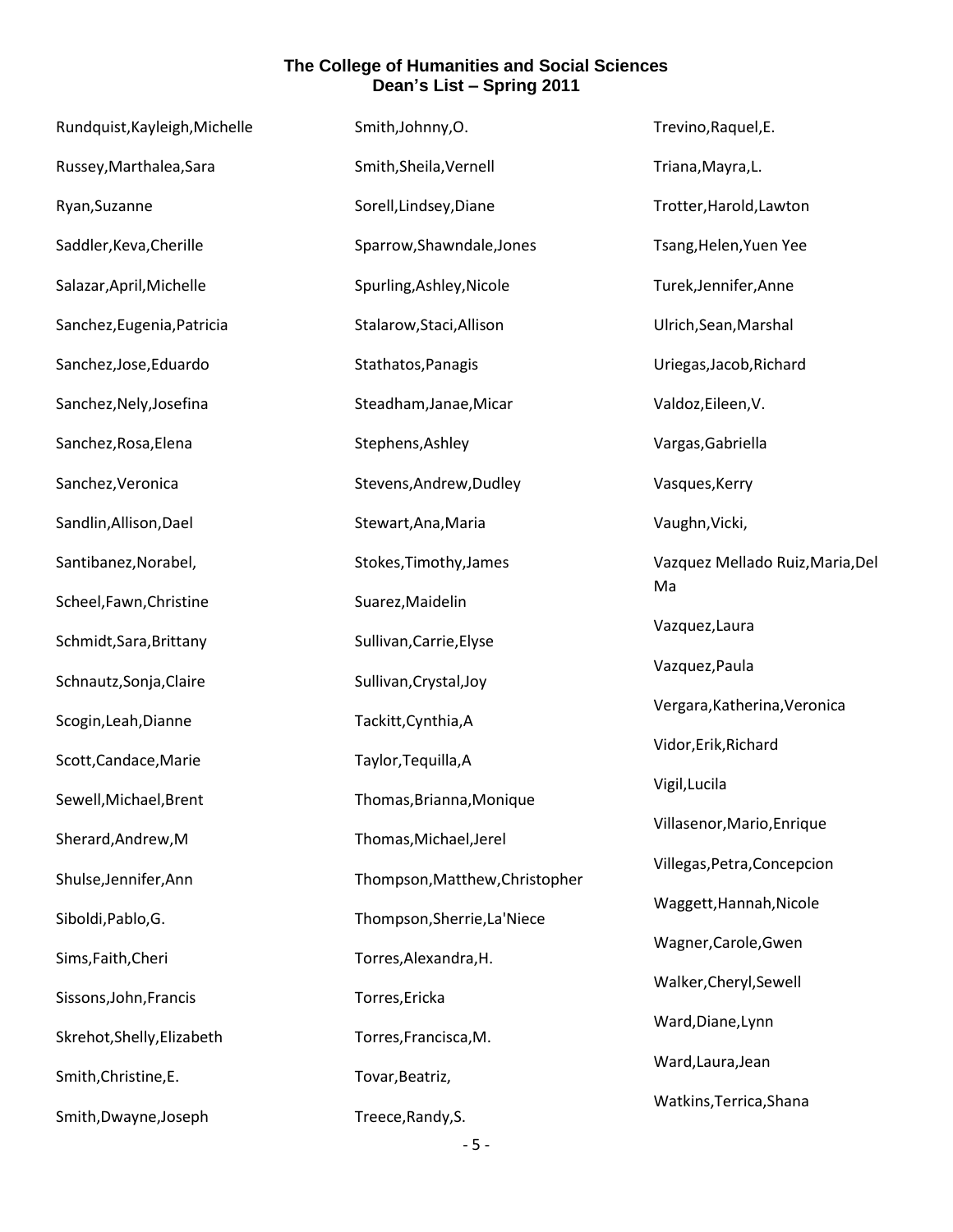**The College of Humanities and Social Sciences**
**Dean's List – Spring 2011**

Rundquist,Kayleigh,Michelle

Russey,Marthalea,Sara

Ryan,Suzanne

Saddler,Keva,Cherille

Salazar,April,Michelle

Sanchez,Eugenia,Patricia

Sanchez,Jose,Eduardo

Sanchez,Nely,Josefina

Sanchez,Rosa,Elena

Sanchez,Veronica

Sandlin,Allison,Dael

Santibanez,Norabel,

Scheel,Fawn,Christine

Schmidt,Sara,Brittany

Schnautz,Sonja,Claire

Scogin,Leah,Dianne

Scott,Candace,Marie

Sewell,Michael,Brent

Sherard,Andrew,M

Shulse,Jennifer,Ann

Siboldi,Pablo,G.

Sims,Faith,Cheri

Sissons,John,Francis

Skrehot,Shelly,Elizabeth

Smith,Christine,E.

Smith,Dwayne,Joseph

Smith,Johnny,O.

Smith,Sheila,Vernell

Sorell,Lindsey,Diane

Sparrow,Shawndale,Jones

Spurling,Ashley,Nicole

Stalarow,Staci,Allison

Stathatos,Panagis

Steadham,Janae,Micar

Stephens,Ashley

Stevens,Andrew,Dudley

Stewart,Ana,Maria

Stokes,Timothy,James

Suarez,Maidelin

Sullivan,Carrie,Elyse

Sullivan,Crystal,Joy

Tackitt,Cynthia,A

Taylor,Tequilla,A

Thomas,Brianna,Monique

Thomas,Michael,Jerel

Thompson,Matthew,Christopher

Thompson,Sherrie,La'Niece

Torres,Alexandra,H.

Torres,Ericka

Torres,Francisca,M.

Tovar,Beatriz,

Treece,Randy,S.

Trevino,Raquel,E.

Triana,Mayra,L.

Trotter,Harold,Lawton

Tsang,Helen,Yuen Yee

Turek,Jennifer,Anne

Ulrich,Sean,Marshal

Uriegas,Jacob,Richard

Valdoz,Eileen,V.

Vargas,Gabriella

Vasques,Kerry

Vaughn,Vicki,

Vazquez Mellado Ruiz,Maria,Del Ma

Vazquez,Laura

Vazquez,Paula

Vergara,Katherina,Veronica

Vidor,Erik,Richard

Vigil,Lucila

Villasenor,Mario,Enrique

Villegas,Petra,Concepcion

Waggett,Hannah,Nicole

Wagner,Carole,Gwen

Walker,Cheryl,Sewell

Ward,Diane,Lynn

Ward,Laura,Jean

Watkins,Terrica,Shana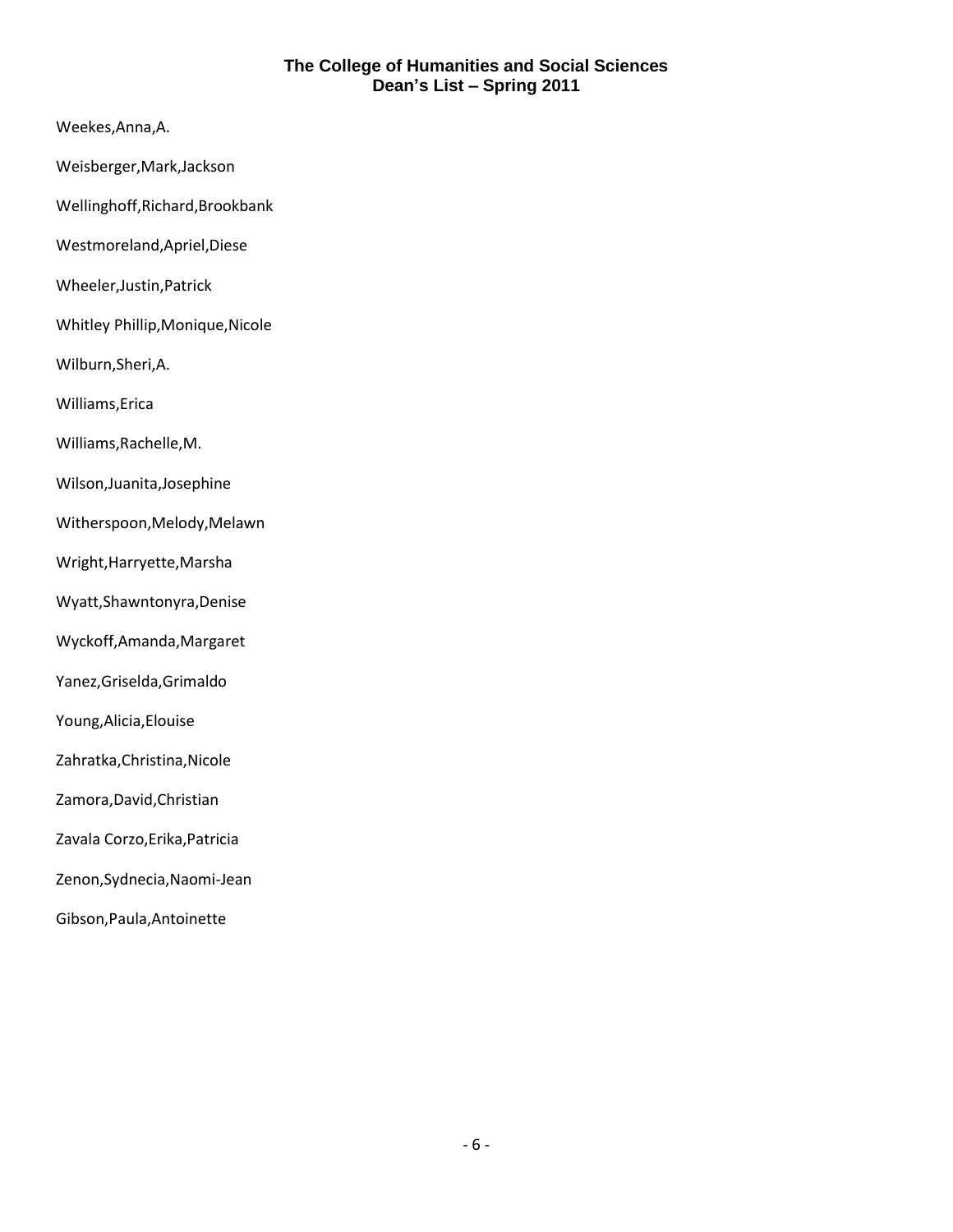# The College of Humanities and Social Sciences
## Dean's List – Spring 2011

Weekes,Anna,A.

Weisberger,Mark,Jackson

Wellinghoff,Richard,Brookbank

Westmoreland,Apriel,Diese

Wheeler,Justin,Patrick

Whitley Phillip,Monique,Nicole

Wilburn,Sheri,A.

Williams,Erica

Williams,Rachelle,M.

Wilson,Juanita,Josephine

Witherspoon,Melody,Melawn

Wright,Harryette,Marsha

Wyatt,Shawntonyra,Denise

Wyckoff,Amanda,Margaret

Yanez,Griselda,Grimaldo

Young,Alicia,Elouise

Zahratka,Christina,Nicole

Zamora,David,Christian

Zavala Corzo,Erika,Patricia

Zenon,Sydnecia,Naomi-Jean

Gibson,Paula,Antoinette